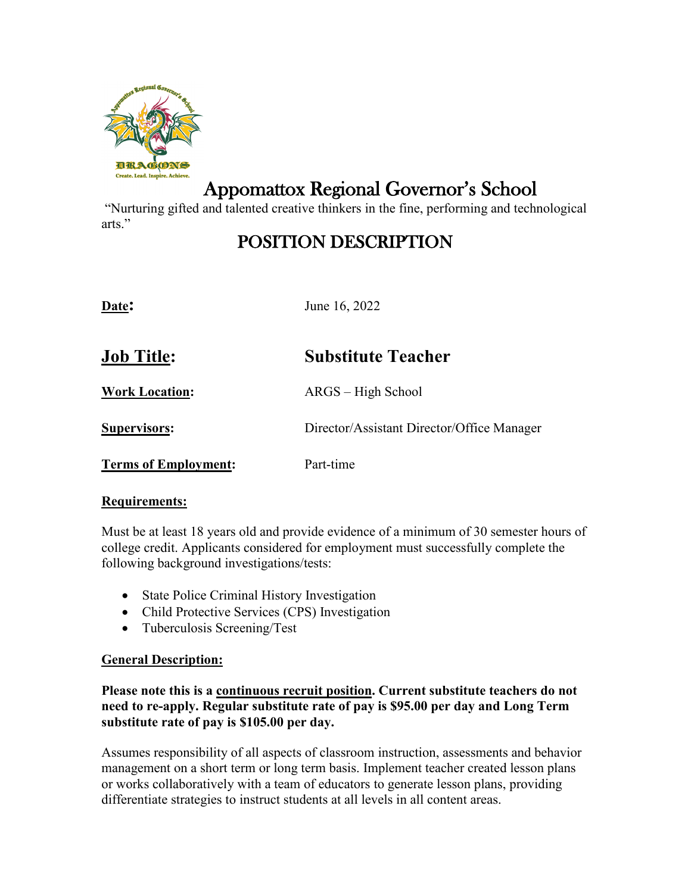# Appomattox Regional Governor's School

"Nurturing gifted and talented creative thinkers in the fine, performing and technological arts."

## POSITION DESCRIPTION

**Date:** June 16, 2022

**Job Title:** **Substitute Teacher**

**Work Location:** ARGS – High School

**Supervisors:** Director/Assistant Director/Office Manager

**Terms of Employment:** Part-time

**Requirements:**

Must be at least 18 years old and provide evidence of a minimum of 30 semester hours of college credit. Applicants considered for employment must successfully complete the following background investigations/tests:

- State Police Criminal History Investigation
- Child Protective Services (CPS) Investigation
- Tuberculosis Screening/Test

**General Description:**

**Please note this is a continuous recruit position. Current substitute teachers do not need to re-apply. Regular substitute rate of pay is $95.00 per day and Long Term substitute rate of pay is $105.00 per day.**

Assumes responsibility of all aspects of classroom instruction, assessments and behavior management on a short term or long term basis. Implement teacher created lesson plans or works collaboratively with a team of educators to generate lesson plans, providing differentiate strategies to instruct students at all levels in all content areas.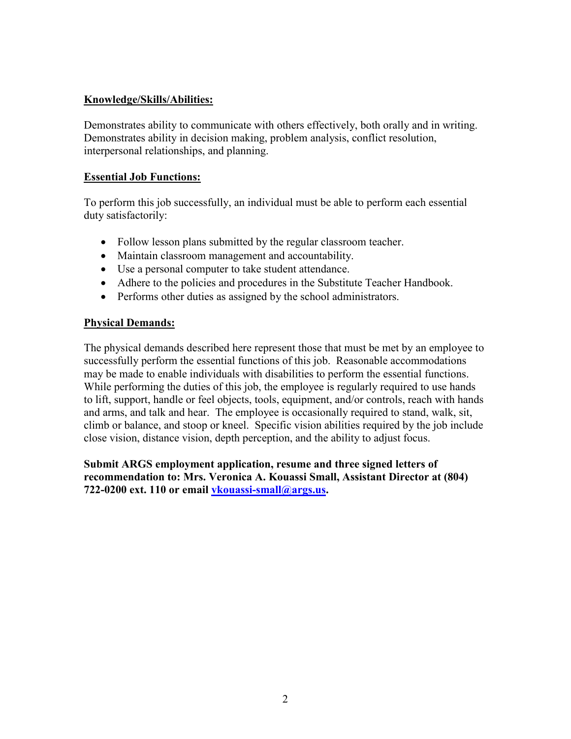**Knowledge/Skills/Abilities:**

Demonstrates ability to communicate with others effectively, both orally and in writing. Demonstrates ability in decision making, problem analysis, conflict resolution, interpersonal relationships, and planning.

**Essential Job Functions:**

To perform this job successfully, an individual must be able to perform each essential duty satisfactorily:

- Follow lesson plans submitted by the regular classroom teacher.
- Maintain classroom management and accountability.
- Use a personal computer to take student attendance.
- Adhere to the policies and procedures in the Substitute Teacher Handbook.
- Performs other duties as assigned by the school administrators.

**Physical Demands:**

The physical demands described here represent those that must be met by an employee to successfully perform the essential functions of this job. Reasonable accommodations may be made to enable individuals with disabilities to perform the essential functions. While performing the duties of this job, the employee is regularly required to use hands to lift, support, handle or feel objects, tools, equipment, and/or controls, reach with hands and arms, and talk and hear. The employee is occasionally required to stand, walk, sit, climb or balance, and stoop or kneel. Specific vision abilities required by the job include close vision, distance vision, depth perception, and the ability to adjust focus.

**Submit ARGS employment application, resume and three signed letters of recommendation to: Mrs. Veronica A. Kouassi Small, Assistant Director at (804) 722-0200 ext. 110 or email vkouassi-small@args.us.**